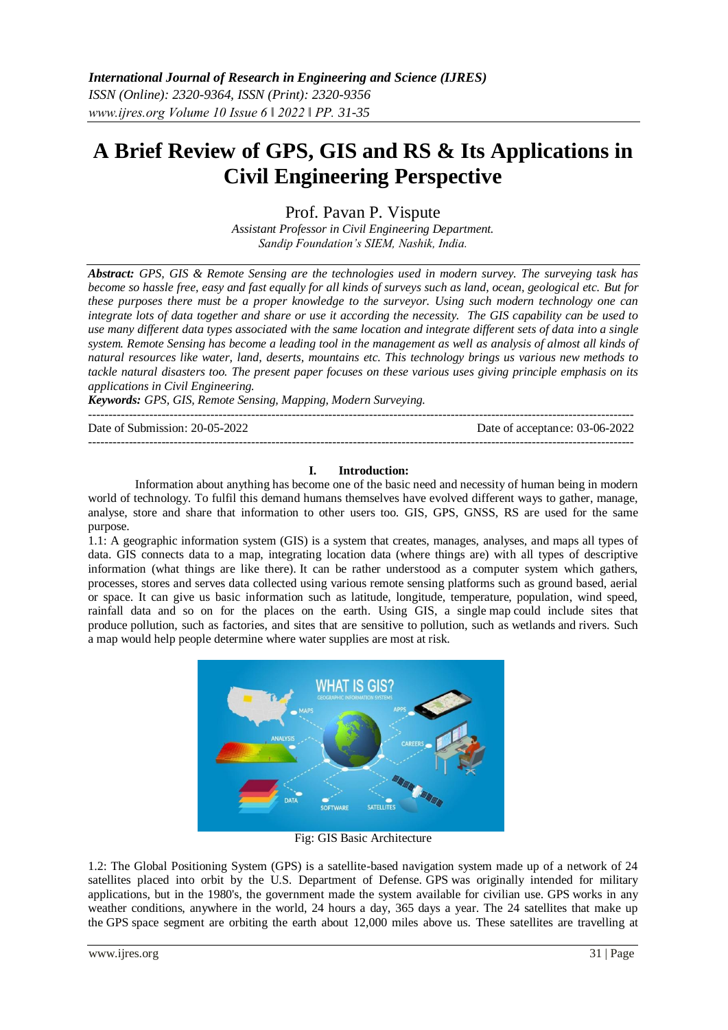# A Brief Review of GPS, GIS and RS & Its Applications in Civil Engineering Perspective

Prof. Pavan P. Vispute

*Assistant Professor in Civil Engineering Department.*
*Sandip Foundation's SIEM, Nashik, India.*

***Abstract:*** *GPS, GIS & Remote Sensing are the technologies used in modern survey. The surveying task has become so hassle free, easy and fast equally for all kinds of surveys such as land, ocean, geological etc. But for these purposes there must be a proper knowledge to the surveyor. Using such modern technology one can integrate lots of data together and share or use it according the necessity. The GIS capability can be used to use many different data types associated with the same location and integrate different sets of data into a single system. Remote Sensing has become a leading tool in the management as well as analysis of almost all kinds of natural resources like water, land, deserts, mountains etc. This technology brings us various new methods to tackle natural disasters too. The present paper focuses on these various uses giving principle emphasis on its applications in Civil Engineering.*

***Keywords:*** *GPS, GIS, Remote Sensing, Mapping, Modern Surveying.*

---

Date of Submission: 20-05-2022 | Date of acceptance: 03-06-2022

---

## I. Introduction:

Information about anything has become one of the basic need and necessity of human being in modern world of technology. To fulfil this demand humans themselves have evolved different ways to gather, manage, analyse, store and share that information to other users too. GIS, GPS, GNSS, RS are used for the same purpose.

1.1: A geographic information system (GIS) is a system that creates, manages, analyses, and maps all types of data. GIS connects data to a map, integrating location data (where things are) with all types of descriptive information (what things are like there). It can be rather understood as a computer system which gathers, processes, stores and serves data collected using various remote sensing platforms such as ground based, aerial or space. It can give us basic information such as latitude, longitude, temperature, population, wind speed, rainfall data and so on for the places on the earth. Using GIS, a single map could include sites that produce pollution, such as factories, and sites that are sensitive to pollution, such as wetlands and rivers. Such a map would help people determine where water supplies are most at risk.

Fig: GIS Basic Architecture

1.2: The Global Positioning System (GPS) is a satellite-based navigation system made up of a network of 24 satellites placed into orbit by the U.S. Department of Defense. GPS was originally intended for military applications, but in the 1980's, the government made the system available for civilian use. GPS works in any weather conditions, anywhere in the world, 24 hours a day, 365 days a year. The 24 satellites that make up the GPS space segment are orbiting the earth about 12,000 miles above us. These satellites are travelling at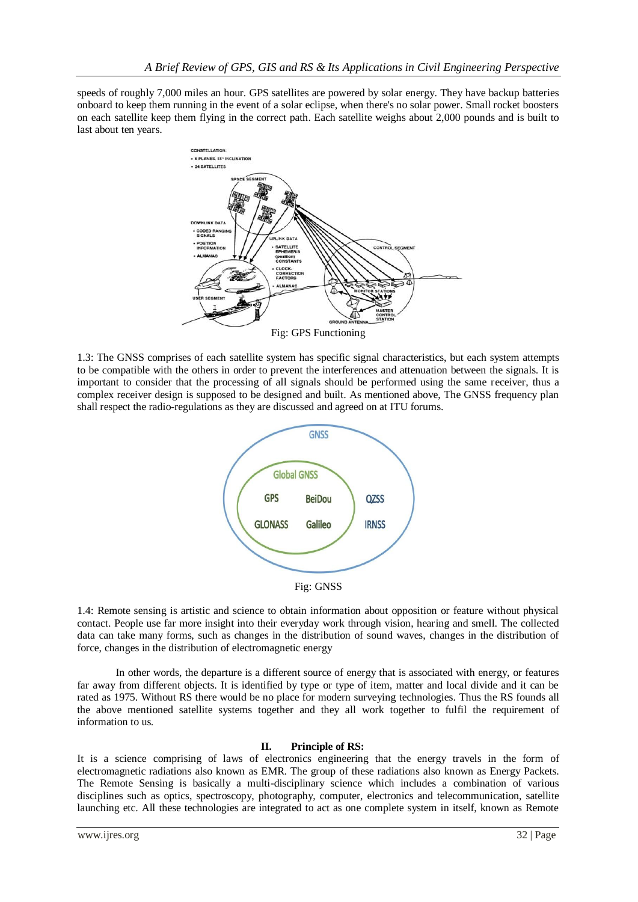speeds of roughly 7,000 miles an hour. GPS satellites are powered by solar energy. They have backup batteries onboard to keep them running in the event of a solar eclipse, when there's no solar power. Small rocket boosters on each satellite keep them flying in the correct path. Each satellite weighs about 2,000 pounds and is built to last about ten years.

Fig: GPS Functioning

1.3: The GNSS comprises of each satellite system has specific signal characteristics, but each system attempts to be compatible with the others in order to prevent the interferences and attenuation between the signals. It is important to consider that the processing of all signals should be performed using the same receiver, thus a complex receiver design is supposed to be designed and built. As mentioned above, The GNSS frequency plan shall respect the radio-regulations as they are discussed and agreed on at ITU forums.

Fig: GNSS

1.4: Remote sensing is artistic and science to obtain information about opposition or feature without physical contact. People use far more insight into their everyday work through vision, hearing and smell. The collected data can take many forms, such as changes in the distribution of sound waves, changes in the distribution of force, changes in the distribution of electromagnetic energy

In other words, the departure is a different source of energy that is associated with energy, or features far away from different objects. It is identified by type or type of item, matter and local divide and it can be rated as 1975. Without RS there would be no place for modern surveying technologies. Thus the RS founds all the above mentioned satellite systems together and they all work together to fulfil the requirement of information to us.

## II. Principle of RS:

It is a science comprising of laws of electronics engineering that the energy travels in the form of electromagnetic radiations also known as EMR. The group of these radiations also known as Energy Packets. The Remote Sensing is basically a multi-disciplinary science which includes a combination of various disciplines such as optics, spectroscopy, photography, computer, electronics and telecommunication, satellite launching etc. All these technologies are integrated to act as one complete system in itself, known as Remote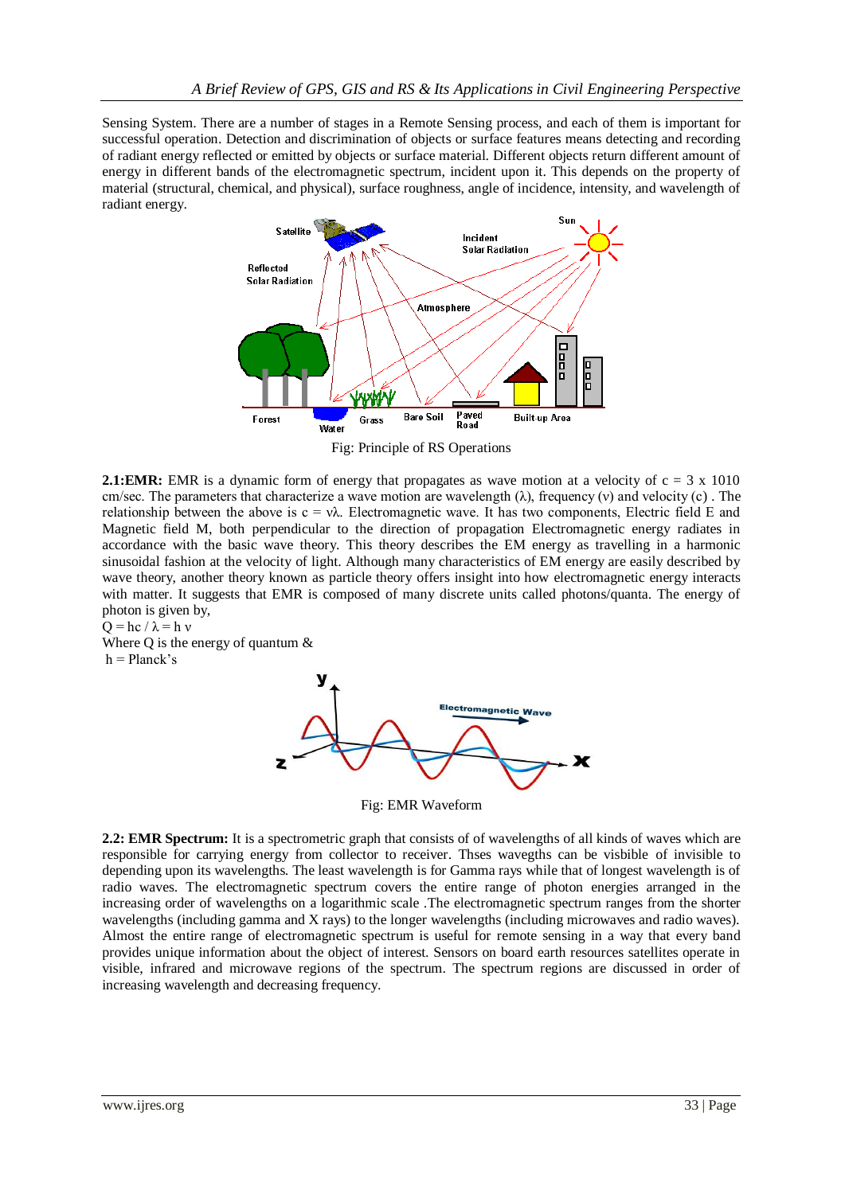Sensing System. There are a number of stages in a Remote Sensing process, and each of them is important for successful operation. Detection and discrimination of objects or surface features means detecting and recording of radiant energy reflected or emitted by objects or surface material. Different objects return different amount of energy in different bands of the electromagnetic spectrum, incident upon it. This depends on the property of material (structural, chemical, and physical), surface roughness, angle of incidence, intensity, and wavelength of radiant energy.

Fig: Principle of RS Operations

**2.1:EMR:** EMR is a dynamic form of energy that propagates as wave motion at a velocity of c = 3 x 1010 cm/sec. The parameters that characterize a wave motion are wavelength (λ), frequency (ν) and velocity (c) . The relationship between the above is $c = \nu\lambda$. Electromagnetic wave. It has two components, Electric field E and Magnetic field M, both perpendicular to the direction of propagation Electromagnetic energy radiates in accordance with the basic wave theory. This theory describes the EM energy as travelling in a harmonic sinusoidal fashion at the velocity of light. Although many characteristics of EM energy are easily described by wave theory, another theory known as particle theory offers insight into how electromagnetic energy interacts with matter. It suggests that EMR is composed of many discrete units called photons/quanta. The energy of photon is given by,

$Q = hc / \lambda = h\nu$

Where Q is the energy of quantum &

h = Planck's

Fig: EMR Waveform

**2.2: EMR Spectrum:** It is a spectrometric graph that consists of of wavelengths of all kinds of waves which are responsible for carrying energy from collector to receiver. Thses wavegths can be visbible of invisible to depending upon its wavelengths. The least wavelength is for Gamma rays while that of longest wavelength is of radio waves. The electromagnetic spectrum covers the entire range of photon energies arranged in the increasing order of wavelengths on a logarithmic scale .The electromagnetic spectrum ranges from the shorter wavelengths (including gamma and X rays) to the longer wavelengths (including microwaves and radio waves). Almost the entire range of electromagnetic spectrum is useful for remote sensing in a way that every band provides unique information about the object of interest. Sensors on board earth resources satellites operate in visible, infrared and microwave regions of the spectrum. The spectrum regions are discussed in order of increasing wavelength and decreasing frequency.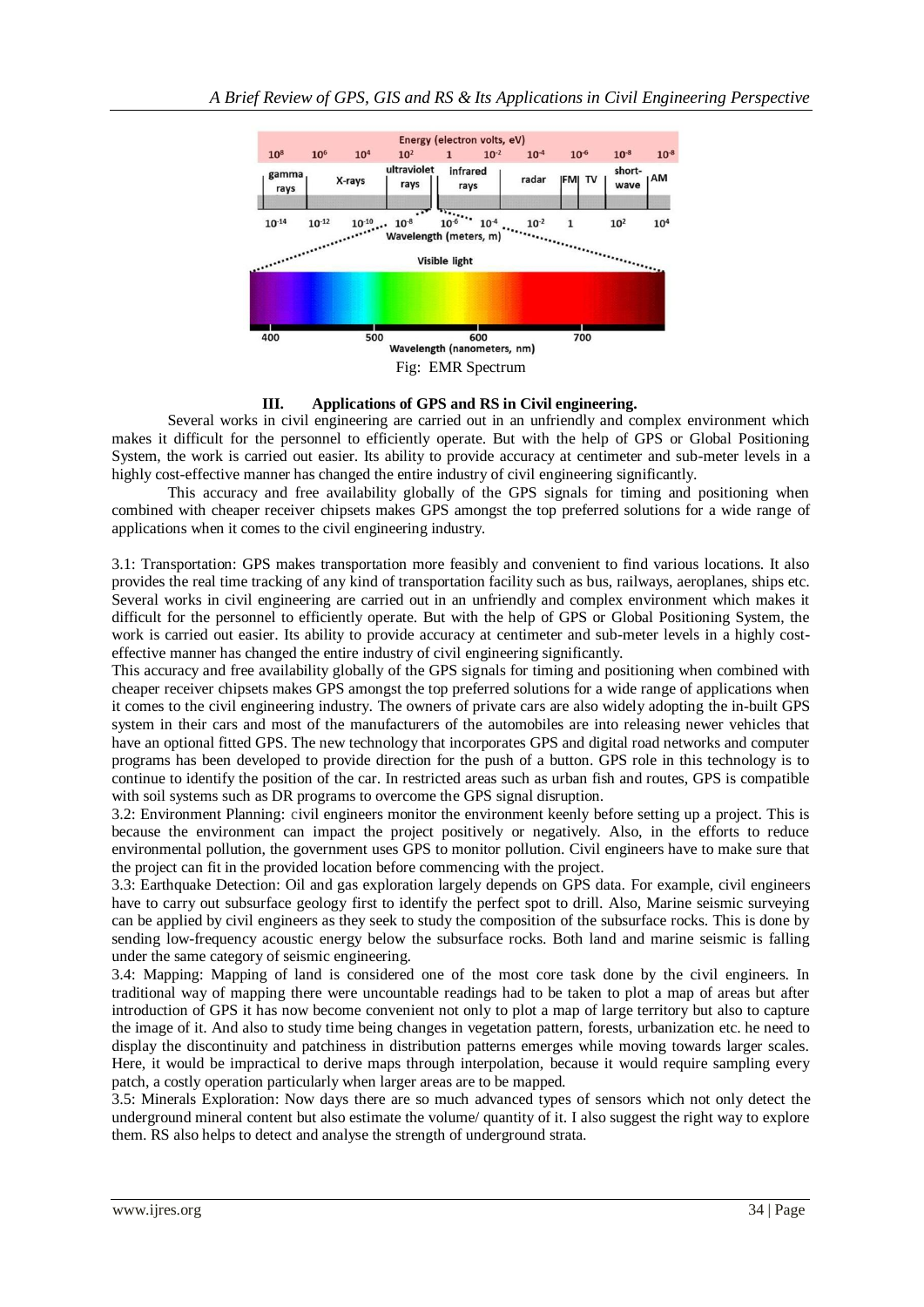Fig: EMR Spectrum

## III. Applications of GPS and RS in Civil engineering.

Several works in civil engineering are carried out in an unfriendly and complex environment which makes it difficult for the personnel to efficiently operate. But with the help of GPS or Global Positioning System, the work is carried out easier. Its ability to provide accuracy at centimeter and sub-meter levels in a highly cost-effective manner has changed the entire industry of civil engineering significantly.

This accuracy and free availability globally of the GPS signals for timing and positioning when combined with cheaper receiver chipsets makes GPS amongst the top preferred solutions for a wide range of applications when it comes to the civil engineering industry.

3.1: Transportation: GPS makes transportation more feasibly and convenient to find various locations. It also provides the real time tracking of any kind of transportation facility such as bus, railways, aeroplanes, ships etc. Several works in civil engineering are carried out in an unfriendly and complex environment which makes it difficult for the personnel to efficiently operate. But with the help of GPS or Global Positioning System, the work is carried out easier. Its ability to provide accuracy at centimeter and sub-meter levels in a highly cost-effective manner has changed the entire industry of civil engineering significantly.
This accuracy and free availability globally of the GPS signals for timing and positioning when combined with cheaper receiver chipsets makes GPS amongst the top preferred solutions for a wide range of applications when it comes to the civil engineering industry. The owners of private cars are also widely adopting the in-built GPS system in their cars and most of the manufacturers of the automobiles are into releasing newer vehicles that have an optional fitted GPS. The new technology that incorporates GPS and digital road networks and computer programs has been developed to provide direction for the push of a button. GPS role in this technology is to continue to identify the position of the car. In restricted areas such as urban fish and routes, GPS is compatible with soil systems such as DR programs to overcome the GPS signal disruption.
3.2: Environment Planning: civil engineers monitor the environment keenly before setting up a project. This is because the environment can impact the project positively or negatively. Also, in the efforts to reduce environmental pollution, the government uses GPS to monitor pollution. Civil engineers have to make sure that the project can fit in the provided location before commencing with the project.
3.3: Earthquake Detection: Oil and gas exploration largely depends on GPS data. For example, civil engineers have to carry out subsurface geology first to identify the perfect spot to drill. Also, Marine seismic surveying can be applied by civil engineers as they seek to study the composition of the subsurface rocks. This is done by sending low-frequency acoustic energy below the subsurface rocks. Both land and marine seismic is falling under the same category of seismic engineering.
3.4: Mapping: Mapping of land is considered one of the most core task done by the civil engineers. In traditional way of mapping there were uncountable readings had to be taken to plot a map of areas but after introduction of GPS it has now become convenient not only to plot a map of large territory but also to capture the image of it. And also to study time being changes in vegetation pattern, forests, urbanization etc. he need to display the discontinuity and patchiness in distribution patterns emerges while moving towards larger scales. Here, it would be impractical to derive maps through interpolation, because it would require sampling every patch, a costly operation particularly when larger areas are to be mapped.
3.5: Minerals Exploration: Now days there are so much advanced types of sensors which not only detect the underground mineral content but also estimate the volume/ quantity of it. I also suggest the right way to explore them. RS also helps to detect and analyse the strength of underground strata.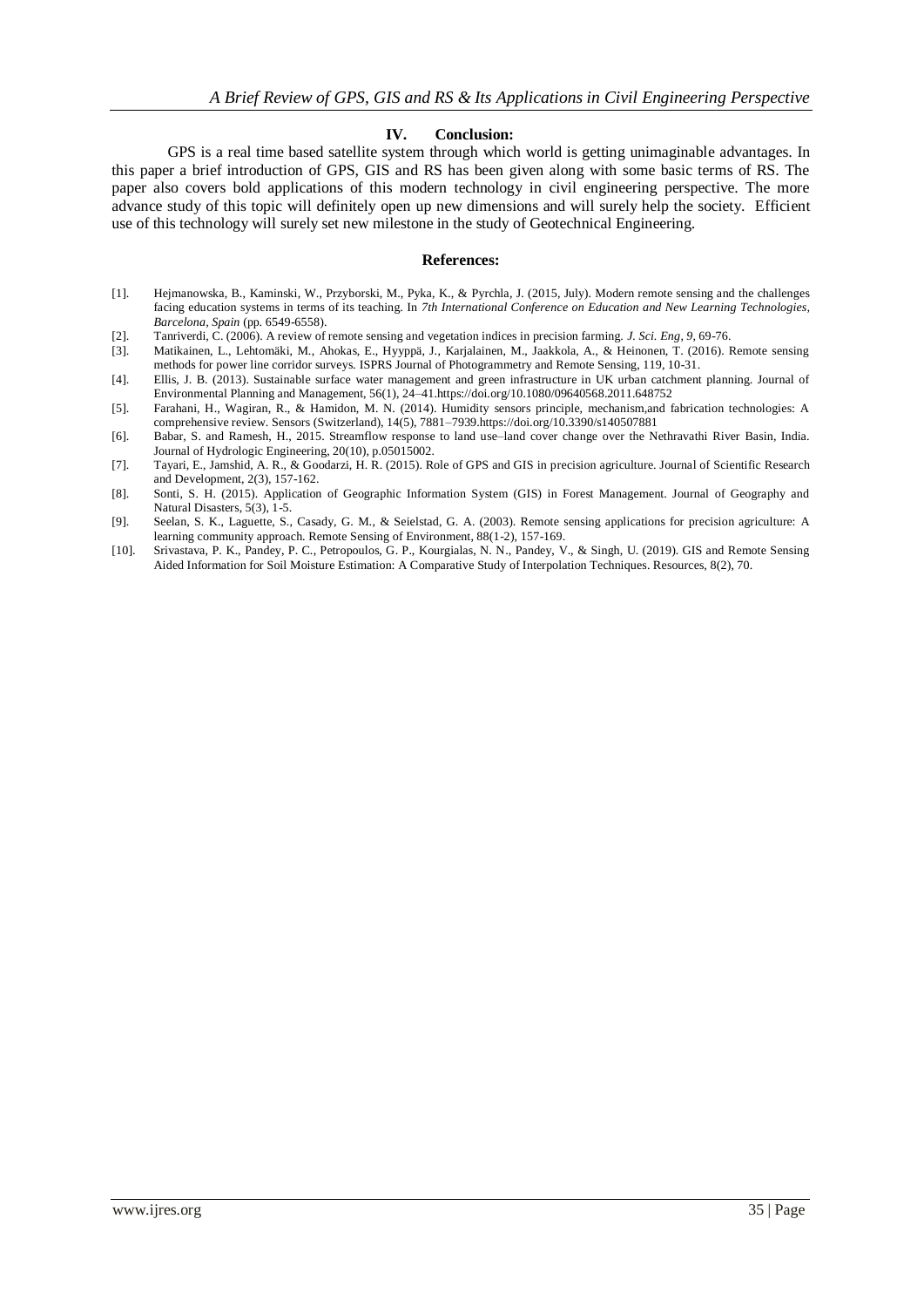## IV. Conclusion:

GPS is a real time based satellite system through which world is getting unimaginable advantages. In this paper a brief introduction of GPS, GIS and RS has been given along with some basic terms of RS. The paper also covers bold applications of this modern technology in civil engineering perspective. The more advance study of this topic will definitely open up new dimensions and will surely help the society. Efficient use of this technology will surely set new milestone in the study of Geotechnical Engineering.

## References:

[1]. Hejmanowska, B., Kaminski, W., Przyborski, M., Pyka, K., & Pyrchla, J. (2015, July). Modern remote sensing and the challenges facing education systems in terms of its teaching. In *7th International Conference on Education and New Learning Technologies, Barcelona, Spain* (pp. 6549-6558).

[2]. Tanriverdi, C. (2006). A review of remote sensing and vegetation indices in precision farming. *J. Sci. Eng*, *9*, 69-76.

[3]. Matikainen, L., Lehtomäki, M., Ahokas, E., Hyyppä, J., Karjalainen, M., Jaakkola, A., & Heinonen, T. (2016). Remote sensing methods for power line corridor surveys. ISPRS Journal of Photogrammetry and Remote Sensing, 119, 10-31.

[4]. Ellis, J. B. (2013). Sustainable surface water management and green infrastructure in UK urban catchment planning. Journal of Environmental Planning and Management, 56(1), 24–41.https://doi.org/10.1080/09640568.2011.648752

[5]. Farahani, H., Wagiran, R., & Hamidon, M. N. (2014). Humidity sensors principle, mechanism,and fabrication technologies: A comprehensive review. Sensors (Switzerland), 14(5), 7881–7939.https://doi.org/10.3390/s140507881

[6]. Babar, S. and Ramesh, H., 2015. Streamflow response to land use–land cover change over the Nethravathi River Basin, India. Journal of Hydrologic Engineering, 20(10), p.05015002.

[7]. Tayari, E., Jamshid, A. R., & Goodarzi, H. R. (2015). Role of GPS and GIS in precision agriculture. Journal of Scientific Research and Development, 2(3), 157-162.

[8]. Sonti, S. H. (2015). Application of Geographic Information System (GIS) in Forest Management. Journal of Geography and Natural Disasters, 5(3), 1-5.

[9]. Seelan, S. K., Laguette, S., Casady, G. M., & Seielstad, G. A. (2003). Remote sensing applications for precision agriculture: A learning community approach. Remote Sensing of Environment, 88(1-2), 157-169.

[10]. Srivastava, P. K., Pandey, P. C., Petropoulos, G. P., Kourgialas, N. N., Pandey, V., & Singh, U. (2019). GIS and Remote Sensing Aided Information for Soil Moisture Estimation: A Comparative Study of Interpolation Techniques. Resources, 8(2), 70.